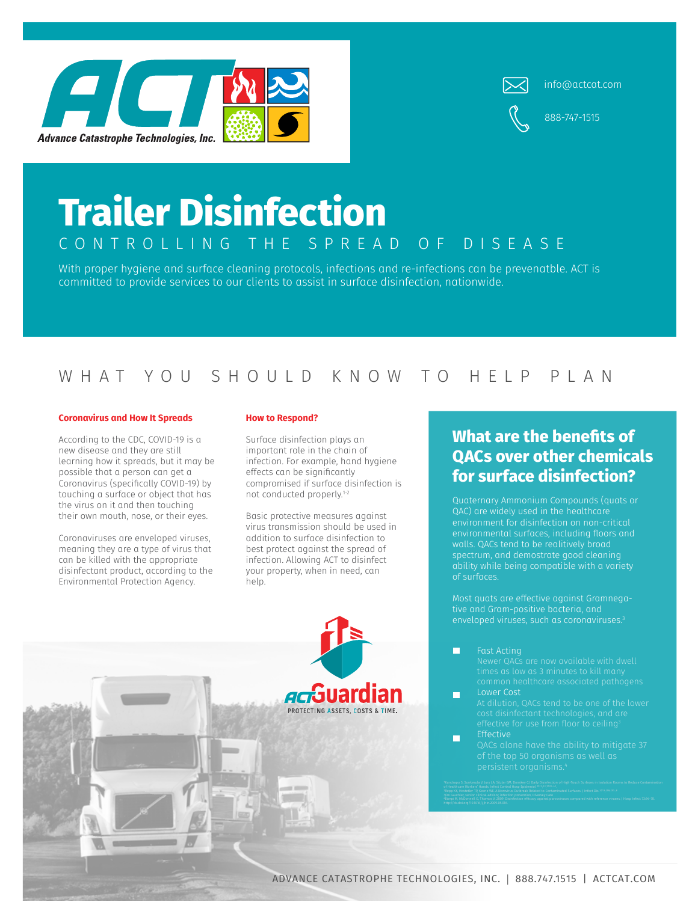Advance Catastrophe Technologies, Inc.

info@actcat.com

888-747-1515

# Trailer Disinfection

## CONTROLLING THE SPREAD OF DISEASE

With proper hygiene and surface cleaning protocols, infections and re-infections can be prevenatble. ACT is committed to provide services to our clients to assist in surface disinfection, nationwide.

## WHAT YOU SHOULD KNOW TO HELP PLAN

### Coronavirus and How It Spreads

According to the CDC, COVID-19 is a new disease and they are still learning how it spreads, but it may be possible that a person can get a Coronavirus (specifically COVID-19) by touching a surface or object that has the virus on it and then touching their own mouth, nose, or their eyes.

Coronaviruses are enveloped viruses, meaning they are a type of virus that can be killed with the appropriate disinfectant product, according to the Environmental Protection Agency.

### How to Respond?

Surface disinfection plays an important role in the chain of infection. For example, hand hygiene effects can be significantly compromised if surface disinfection is not conducted properly.[1-2]

Basic protective measures against virus transmission should be used in addition to surface disinfection to best protect against the spread of infection. Allowing ACT to disinfect your property, when in need, can help.

ACTGuardian
PROTECTING ASSETS, COSTS & TIME.

### What are the benefits of QACs over other chemicals for surface disinfection?

Quaternary Ammonium Compounds (quats or QAC) are widely used in the healthcare environment for disinfection on non-critical environmental surfaces, including floors and walls. QACs tend to be relitively broad spectrum, and demostrate good cleaning ability while being compatible with a variety of surfaces.

Most quats are effective against Gramnegative and Gram-positive bacteria, and enveloped viruses, such as coronaviruses.[3]

- Fast Acting
  Newer QACs are now available with dwell times as low as 3 minutes to kill many common healthcare associated pathogens
- Lower Cost
  At dilution, QACs tend to be one of the lower cost disinfectant technologies, and are effective for use from floor to ceiling[3]
- Effective
  QACs alone have the ability to mitigate 37 of the top 50 organisms as well as persistent organisms.[4]

[1] Kundrapu S, Sunkesula V, Jury LA, Sitzlar BM, Donskey CJ. Daily Disinfection of High-Touch Surfaces in Isolation Rooms to Reduce Contamination of Healthcare Workers' Hands. Infect Control Hosp Epidemiol.
[2] Rapp KB, Hosmer TF, Keene WE. A Norovirus Outbreak Related to Contaminated Surfaces. J Infect Dis.
[3] Tim Gauthier, senior clinical advisor, infection prevention, Diversey Care
[4] Rutala W, McDonnell G, Thomas K. 2009. Disinfection efficacy against pervasive viruses compared with reference viruses. J Hosp Infect 72(4):-70. http://dx.doi.org/10.1016/j.jhin.2009.03.016.

ADVANCE CATASTROPHE TECHNOLOGIES, INC. | 888.747.1515 | ACTCAT.COM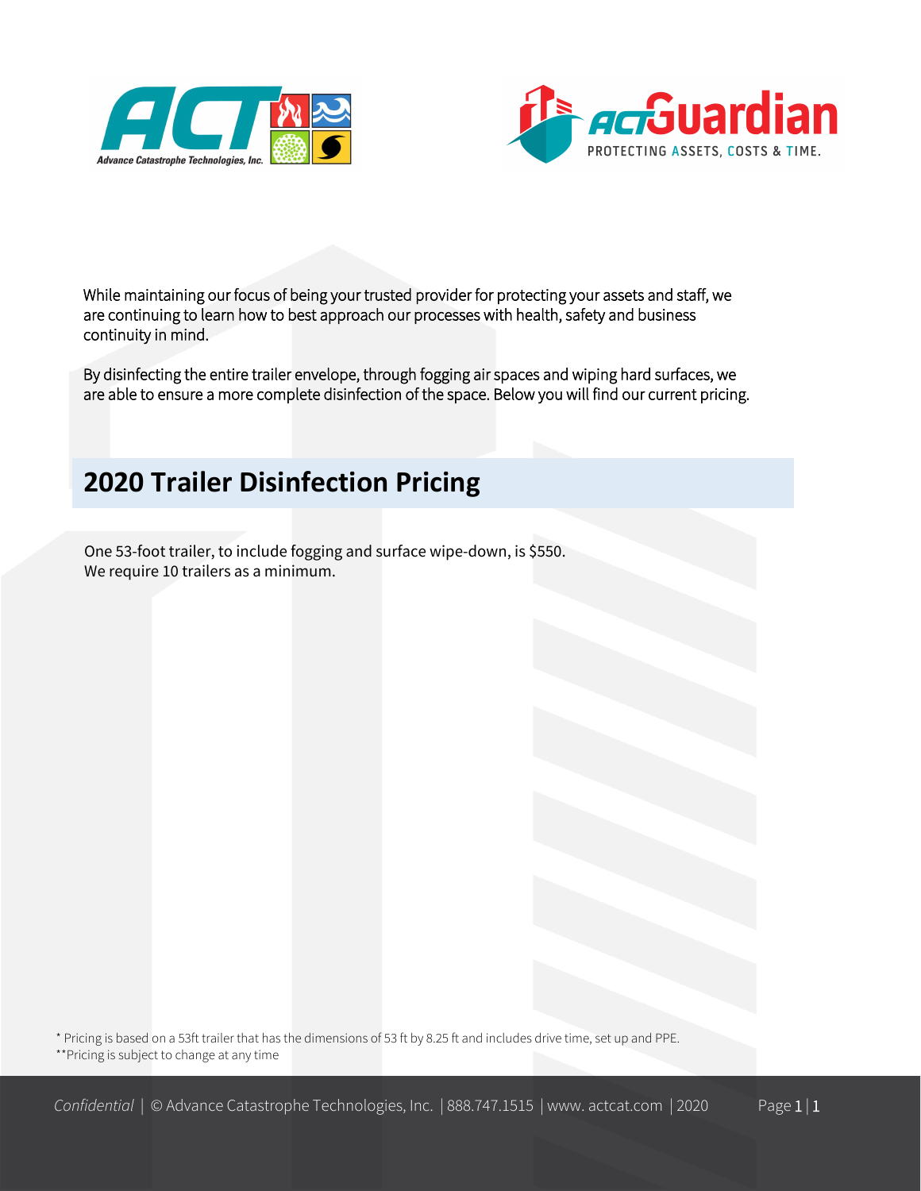While maintaining our focus of being your trusted provider for protecting your assets and staff, we are continuing to learn how to best approach our processes with health, safety and business continuity in mind.

By disinfecting the entire trailer envelope, through fogging air spaces and wiping hard surfaces, we are able to ensure a more complete disinfection of the space. Below you will find our current pricing.

## 2020 Trailer Disinfection Pricing

One 53-foot trailer, to include fogging and surface wipe-down, is $550.
We require 10 trailers as a minimum.

* Pricing is based on a 53ft trailer that has the dimensions of 53 ft by 8.25 ft and includes drive time, set up and PPE.
**Pricing is subject to change at any time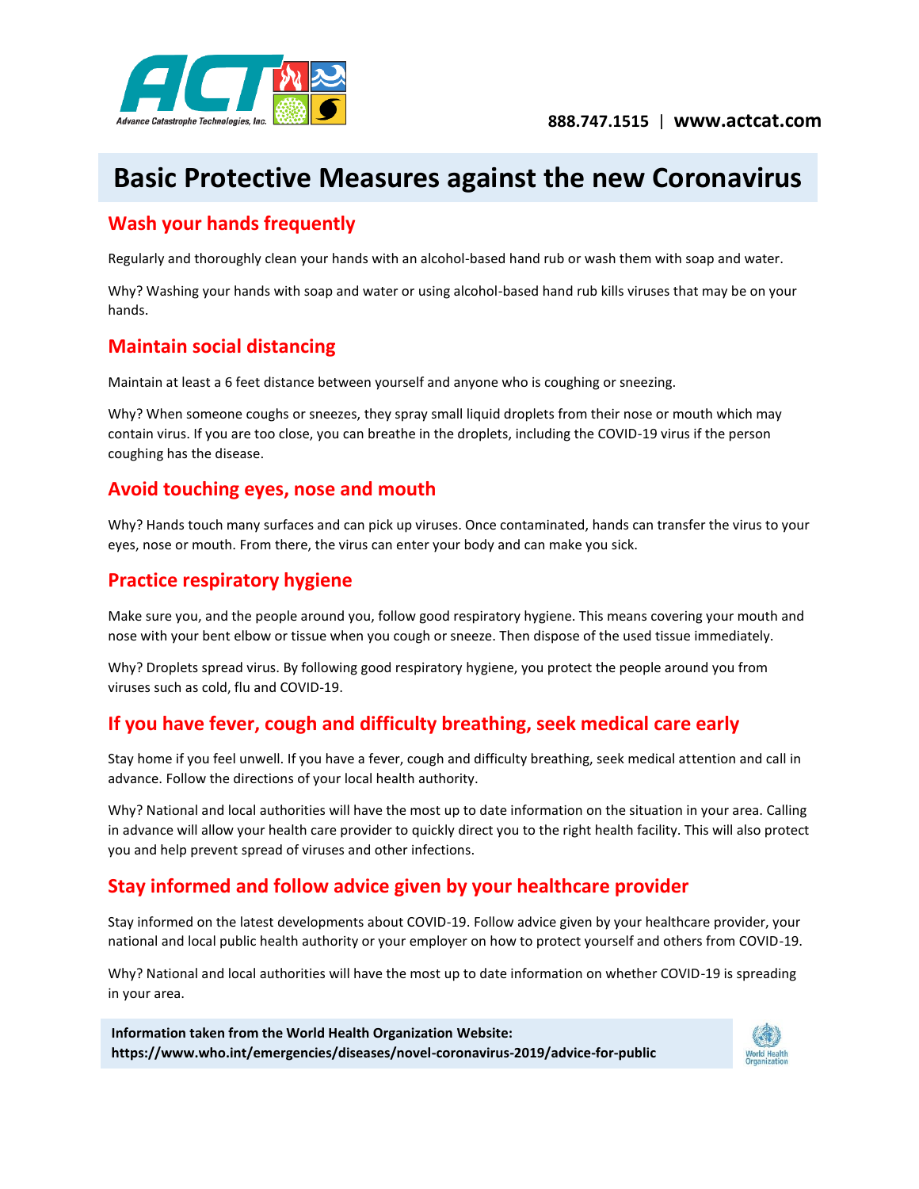888.747.1515 | www.actcat.com

# Basic Protective Measures against the new Coronavirus

## Wash your hands frequently

Regularly and thoroughly clean your hands with an alcohol-based hand rub or wash them with soap and water.

Why? Washing your hands with soap and water or using alcohol-based hand rub kills viruses that may be on your hands.

## Maintain social distancing

Maintain at least a 6 feet distance between yourself and anyone who is coughing or sneezing.

Why? When someone coughs or sneezes, they spray small liquid droplets from their nose or mouth which may contain virus. If you are too close, you can breathe in the droplets, including the COVID-19 virus if the person coughing has the disease.

## Avoid touching eyes, nose and mouth

Why? Hands touch many surfaces and can pick up viruses. Once contaminated, hands can transfer the virus to your eyes, nose or mouth. From there, the virus can enter your body and can make you sick.

## Practice respiratory hygiene

Make sure you, and the people around you, follow good respiratory hygiene. This means covering your mouth and nose with your bent elbow or tissue when you cough or sneeze. Then dispose of the used tissue immediately.

Why? Droplets spread virus. By following good respiratory hygiene, you protect the people around you from viruses such as cold, flu and COVID-19.

## If you have fever, cough and difficulty breathing, seek medical care early

Stay home if you feel unwell. If you have a fever, cough and difficulty breathing, seek medical attention and call in advance. Follow the directions of your local health authority.

Why? National and local authorities will have the most up to date information on the situation in your area. Calling in advance will allow your health care provider to quickly direct you to the right health facility. This will also protect you and help prevent spread of viruses and other infections.

## Stay informed and follow advice given by your healthcare provider

Stay informed on the latest developments about COVID-19. Follow advice given by your healthcare provider, your national and local public health authority or your employer on how to protect yourself and others from COVID-19.

Why? National and local authorities will have the most up to date information on whether COVID-19 is spreading in your area.

**Information taken from the World Health Organization Website:**
**https://www.who.int/emergencies/diseases/novel-coronavirus-2019/advice-for-public**